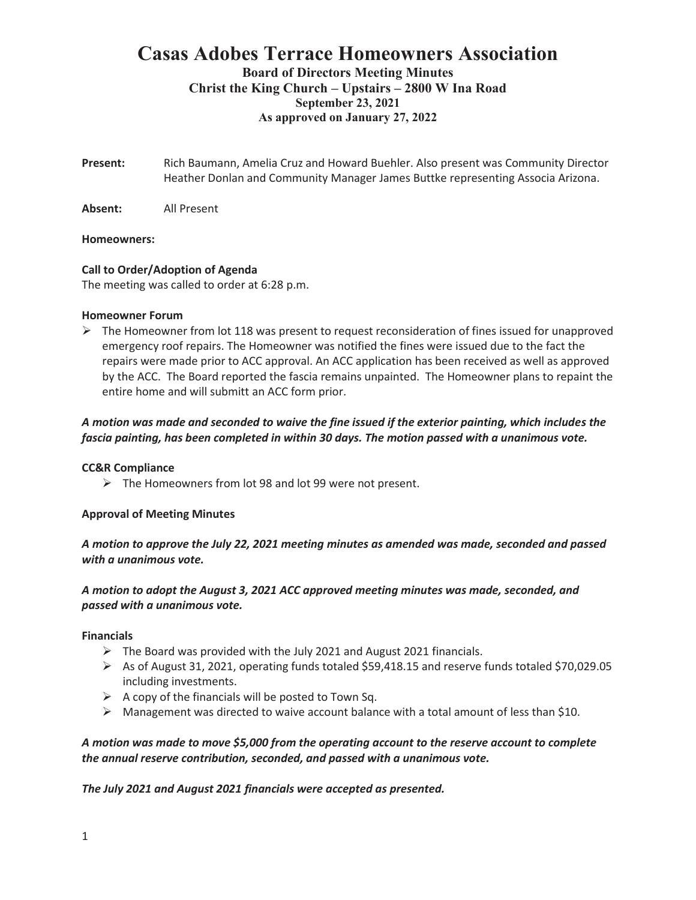# Casas Adobes Terrace Homeowners Association

## Board of Directors Meeting Minutes
## Christ the King Church – Upstairs – 2800 W Ina Road
## September 23, 2021
## As approved on January 27, 2022

**Present:** Rich Baumann, Amelia Cruz and Howard Buehler. Also present was Community Director Heather Donlan and Community Manager James Buttke representing Associa Arizona.

**Absent:** All Present

**Homeowners:**

**Call to Order/Adoption of Agenda**
The meeting was called to order at 6:28 p.m.

**Homeowner Forum**

- The Homeowner from lot 118 was present to request reconsideration of fines issued for unapproved emergency roof repairs. The Homeowner was notified the fines were issued due to the fact the repairs were made prior to ACC approval. An ACC application has been received as well as approved by the ACC. The Board reported the fascia remains unpainted. The Homeowner plans to repaint the entire home and will submitt an ACC form prior.

***A motion was made and seconded to waive the fine issued if the exterior painting, which includes the fascia painting, has been completed in within 30 days. The motion passed with a unanimous vote.***

**CC&R Compliance**

- The Homeowners from lot 98 and lot 99 were not present.

**Approval of Meeting Minutes**

***A motion to approve the July 22, 2021 meeting minutes as amended was made, seconded and passed with a unanimous vote.***

***A motion to adopt the August 3, 2021 ACC approved meeting minutes was made, seconded, and passed with a unanimous vote.***

**Financials**

- The Board was provided with the July 2021 and August 2021 financials.
- As of August 31, 2021, operating funds totaled $59,418.15 and reserve funds totaled $70,029.05 including investments.
- A copy of the financials will be posted to Town Sq.
- Management was directed to waive account balance with a total amount of less than $10.

***A motion was made to move $5,000 from the operating account to the reserve account to complete the annual reserve contribution, seconded, and passed with a unanimous vote.***

***The July 2021 and August 2021 financials were accepted as presented.***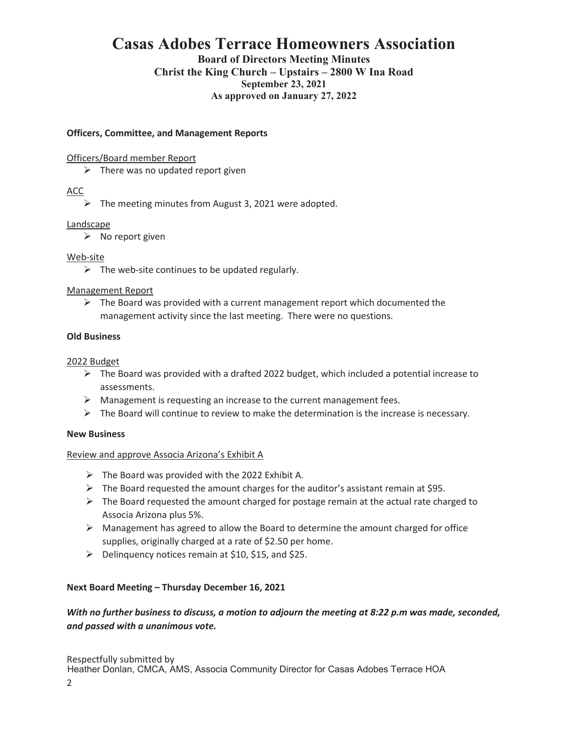# Casas Adobes Terrace Homeowners Association

**Board of Directors Meeting Minutes**
**Christ the King Church – Upstairs – 2800 W Ina Road**
**September 23, 2021**
**As approved on January 27, 2022**

**Officers, Committee, and Management Reports**

Officers/Board member Report

- There was no updated report given

ACC

- The meeting minutes from August 3, 2021 were adopted.

Landscape

- No report given

Web-site

- The web-site continues to be updated regularly.

Management Report

- The Board was provided with a current management report which documented the management activity since the last meeting. There were no questions.

**Old Business**

2022 Budget

- The Board was provided with a drafted 2022 budget, which included a potential increase to assessments.
- Management is requesting an increase to the current management fees.
- The Board will continue to review to make the determination is the increase is necessary.

**New Business**

Review and approve Associa Arizona's Exhibit A

- The Board was provided with the 2022 Exhibit A.
- The Board requested the amount charges for the auditor's assistant remain at $95.
- The Board requested the amount charged for postage remain at the actual rate charged to Associa Arizona plus 5%.
- Management has agreed to allow the Board to determine the amount charged for office supplies, originally charged at a rate of $2.50 per home.
- Delinquency notices remain at $10, $15, and $25.

**Next Board Meeting – Thursday December 16, 2021**

***With no further business to discuss, a motion to adjourn the meeting at 8:22 p.m was made, seconded, and passed with a unanimous vote.***

Respectfully submitted by
Heather Donlan, CMCA, AMS, Associa Community Director for Casas Adobes Terrace HOA